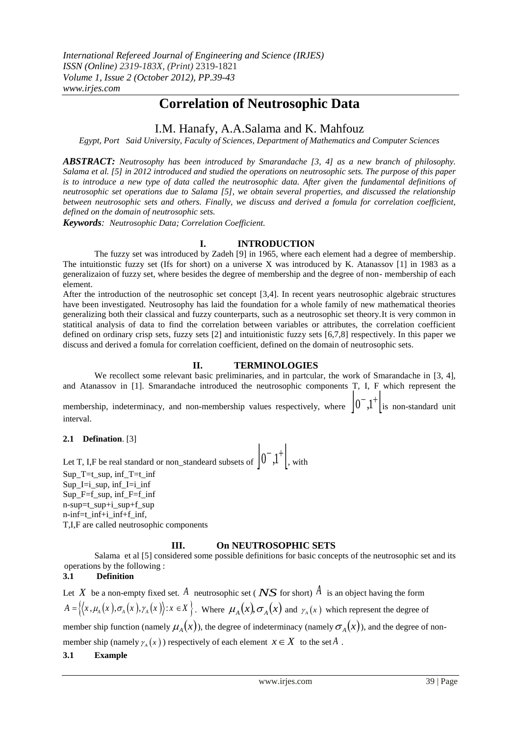# Correlation of Neutrosophic Data

I.M. Hanafy, A.A.Salama and K. Mahfouz

*Egypt, Port Said University, Faculty of Sciences, Department of Mathematics and Computer Sciences*

***ABSTRACT:*** *Neutrosophy has been introduced by Smarandache [3, 4] as a new branch of philosophy. Salama et al. [5] in 2012 introduced and studied the operations on neutrosophic sets. The purpose of this paper is to introduce a new type of data called the neutrosophic data. After given the fundamental definitions of neutrosophic set operations due to Salama [5], we obtain several properties, and discussed the relationship between neutrosophic sets and others. Finally, we discuss and derived a fomula for correlation coefficient, defined on the domain of neutrosophic sets.*

***Keywords****: Neutrosophic Data; Correlation Coefficient.*

## I. INTRODUCTION

The fuzzy set was introduced by Zadeh [9] in 1965, where each element had a degree of membership. The intuitionstic fuzzy set (Ifs for short) on a universe X was introduced by K. Atanassov [1] in 1983 as a generalizaion of fuzzy set, where besides the degree of membership and the degree of non- membership of each element.

After the introduction of the neutrosophic set concept [3,4]. In recent years neutrosophic algebraic structures have been investigated. Neutrosophy has laid the foundation for a whole family of new mathematical theories generalizing both their classical and fuzzy counterparts, such as a neutrosophic set theory.It is very common in statitical analysis of data to find the correlation between variables or attributes, the correlation coefficient defined on ordinary crisp sets, fuzzy sets [2] and intuitionistic fuzzy sets [6,7,8] respectively. In this paper we discuss and derived a fomula for correlation coefficient, defined on the domain of neutrosophic sets.

## II. TERMINOLOGIES

We recollect some relevant basic preliminaries, and in partcular, the work of Smarandache in [3, 4], and Atanassov in [1]. Smarandache introduced the neutrosophic components T, I, F which represent the membership, indeterminacy, and non-membership values respectively, where $\left]0^{-},1^{+}\right[$ is non-standard unit interval.

**2.1 Defination**. [3]

Let T, I,F be real standard or non_standeard subsets of $\left]0^{-},1^{+}\right[$, with

Sup_T=t_sup, inf_T=t_inf
Sup_I=i_sup, inf_I=i_inf
Sup_F=f_sup, inf_F=f_inf
n-sup=t_sup+i_sup+f_sup
n-inf=t_inf+i_inf+f_inf,
T,I,F are called neutrosophic components

## III. On NEUTROSOPHIC SETS

Salama et al [5] considered some possible definitions for basic concepts of the neutrosophic set and its operations by the following :

**3.1 Definition**

Let $X$ be a non-empty fixed set. $A$ neutrosophic set ( $NS$ for short) $A$ is an object having the form $A=\{\langle x,\mu_A(x),\sigma_A(x),\gamma_A(x)\rangle : x\in X\}$. Where $\mu_A(x),\sigma_A(x)$ and $\gamma_A(x)$ which represent the degree of member ship function (namely $\mu_A(x)$), the degree of indeterminacy (namely $\sigma_A(x)$), and the degree of non-member ship (namely $\gamma_A(x)$) respectively of each element $x\in X$ to the set $A$.

**3.1 Example**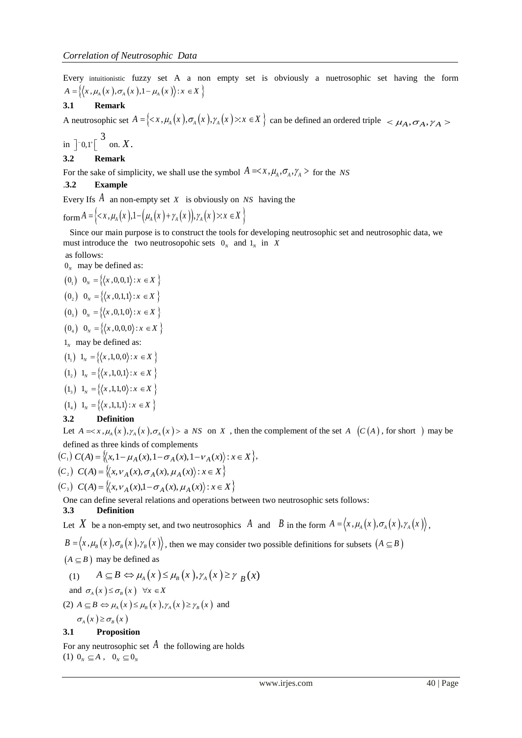Every intuitionistic fuzzy set A a non empty set is obviously a nuetrosophic set having the form $A = \{\langle x, \mu_A(x), \sigma_A(x), 1-\mu_A(x)\rangle : x \in X\}$

### 3.1 Remark

A neutrosophic set $A = \{< x, \mu_A(x), \sigma_A(x), \gamma_A(x) >: x \in X\}$ can be defined an ordered triple $< \mu_A, \sigma_A, \gamma_A >$ in $]^{-}0,1^{+}[^{3}$ on. $X$.

### 3.2 Remark

For the sake of simplicity, we shall use the symbol $A =< x, \mu_A, \sigma_A, \gamma_A >$ for the $NS$

### .3.2 Example

Every Ifs $A$ an non-empty set $X$ is obviously on $NS$ having the form $A = \{< x, \mu_A(x), 1-(\mu_A(x)+\gamma_A(x)), \gamma_A(x) >: x \in X\}$

Since our main purpose is to construct the tools for developing neutrosophic set and neutrosophic data, we must introduce the two neutrosopohic sets $0_N$ and $1_N$ in $X$ as follows:

$0_N$ may be defined as:

$(0_1)$ $0_N = \{\langle x, 0, 0, 1\rangle : x \in X\}$

$(0_2)$ $0_N = \{\langle x, 0, 1, 1\rangle : x \in X\}$

$(0_3)$ $0_N = \{\langle x, 0, 1, 0\rangle : x \in X\}$

$(0_4)$ $0_N = \{\langle x, 0, 0, 0\rangle : x \in X\}$

$1_N$ may be defined as:

$(1_1)$ $1_N = \{\langle x, 1, 0, 0\rangle : x \in X\}$

$(1_2)$ $1_N = \{\langle x, 1, 0, 1\rangle : x \in X\}$

$(1_3)$ $1_N = \{\langle x, 1, 1, 0\rangle : x \in X\}$

$(1_4)$ $1_N = \{\langle x, 1, 1, 1\rangle : x \in X\}$

### 3.2 Definition

Let $A =< x, \mu_A(x), \gamma_A(x), \sigma_A(x) >$ a $NS$ on $X$ , then the complement of the set $A$ $(C(A)$, for short $)$ may be defined as three kinds of complements

$(C_1)$ $C(A) = \{\langle x, 1-\mu_A(x), 1-\sigma_A(x), 1-\nu_A(x)\rangle : x \in X\}$,

$(C_2)$ $C(A) = \{\langle x, \nu_A(x), \sigma_A(x), \mu_A(x)\rangle : x \in X\}$

$(C_3)$ $C(A) = \{\langle x, \nu_A(x), 1-\sigma_A(x), \mu_A(x)\rangle : x \in X\}$

One can define several relations and operations between two neutrosophic sets follows:

### 3.3 Definition

Let $X$ be a non-empty set, and two neutrosophics $A$ and $B$ in the form $A = \langle x, \mu_A(x), \sigma_A(x), \gamma_A(x)\rangle$, $B = \langle x, \mu_B(x), \sigma_B(x), \gamma_B(x)\rangle$, then we may consider two possible definitions for subsets $(A \subseteq B)$

$(A \subseteq B)$ may be defined as

(1) $A \subseteq B \Leftrightarrow \mu_A(x) \le \mu_B(x), \gamma_A(x) \ge \gamma_B(x)$ and $\sigma_A(x) \le \sigma_B(x) \quad \forall x \in X$

(2) $A \subseteq B \Leftrightarrow \mu_A(x) \le \mu_B(x), \gamma_A(x) \ge \gamma_B(x)$ and $\sigma_A(x) \ge \sigma_B(x)$

### 3.1 Proposition

For any neutrosophic set $A$ the following are holds

(1) $0_N \subseteq A$, $0_N \subseteq 0_N$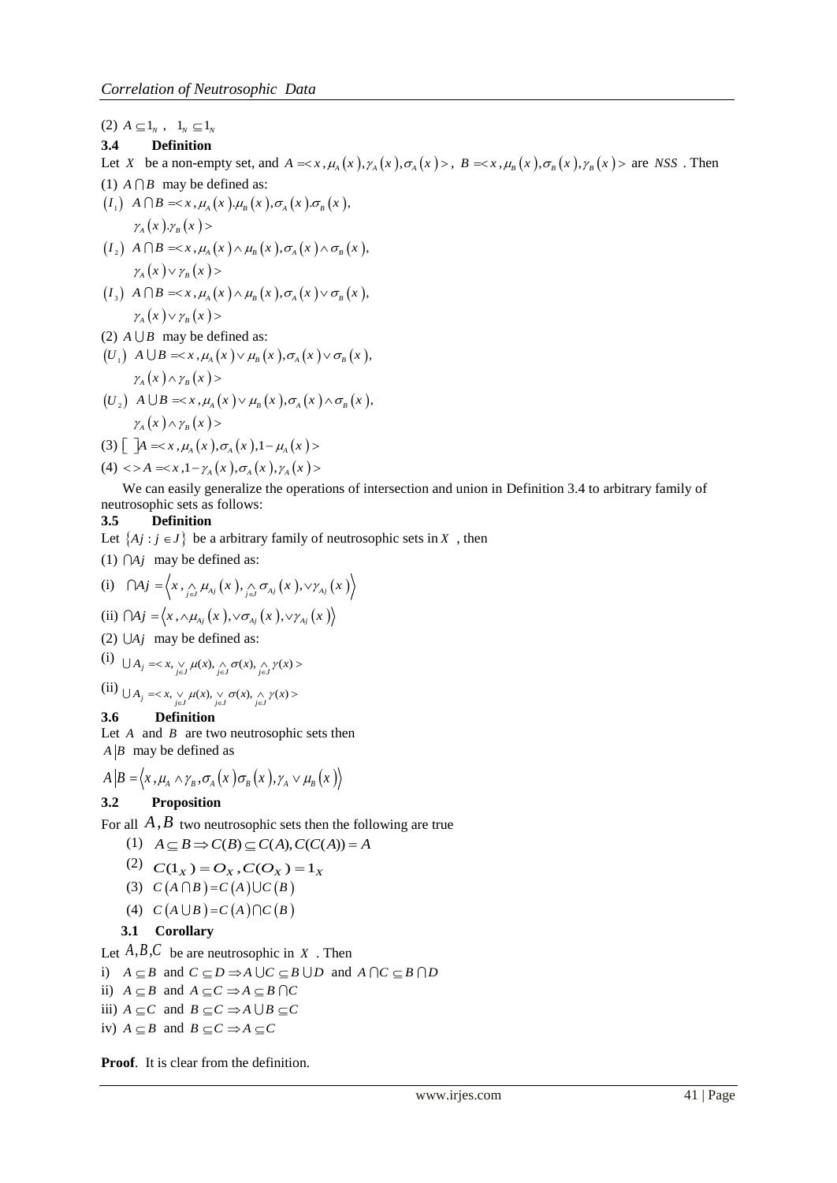(2) $A \subseteq 1_N$ , $1_N \subseteq 1_N$

### 3.4 Definition

Let $X$ be a non-empty set, and $A = < x, \mu_A(x), \gamma_A(x), \sigma_A(x) >$, $B = < x, \mu_B(x), \sigma_B(x), \gamma_B(x) >$ are $NSS$ . Then

(1) $A \cap B$ may be defined as:

$(I_1)$ $A \cap B = < x, \mu_A(x).\mu_B(x), \sigma_A(x).\sigma_B(x),$
$\gamma_A(x).\gamma_B(x) >$

$(I_2)$ $A \cap B = < x, \mu_A(x) \wedge \mu_B(x), \sigma_A(x) \wedge \sigma_B(x),$
$\gamma_A(x) \vee \gamma_B(x) >$

$(I_3)$ $A \cap B = < x, \mu_A(x) \wedge \mu_B(x), \sigma_A(x) \vee \sigma_B(x),$
$\gamma_A(x) \vee \gamma_B(x) >$

(2) $A \cup B$ may be defined as:

$(U_1)$ $A \cup B = < x, \mu_A(x) \vee \mu_B(x), \sigma_A(x) \vee \sigma_B(x),$
$\gamma_A(x) \wedge \gamma_B(x) >$

$(U_2)$ $A \cup B = < x, \mu_A(x) \vee \mu_B(x), \sigma_A(x) \wedge \sigma_B(x),$
$\gamma_A(x) \wedge \gamma_B(x) >$

(3) $[\ ]A = < x, \mu_A(x), \sigma_A(x), 1 - \mu_A(x) >$

(4) $< > A = < x, 1 - \gamma_A(x), \sigma_A(x), \gamma_A(x) >$

We can easily generalize the operations of intersection and union in Definition 3.4 to arbitrary family of neutrosophic sets as follows:

### 3.5 Definition

Let $\{Aj : j \in J\}$ be a arbitrary family of neutrosophic sets in $X$ , then

(1) $\cap Aj$ may be defined as:

(i) $\cap Aj = \left\langle x, \underset{j \in J}{\wedge} \mu_{Aj}(x), \underset{j \in J}{\wedge} \sigma_{Aj}(x), \vee \gamma_{Aj}(x) \right\rangle$

(ii) $\cap Aj = \left\langle x, \wedge \mu_{Aj}(x), \vee \sigma_{Aj}(x), \vee \gamma_{Aj}(x) \right\rangle$

(2) $\cup Aj$ may be defined as:

(i) $\cup A_j = < x, \underset{j \in J}{\vee} \mu(x), \underset{j \in J}{\wedge} \sigma(x), \underset{j \in J}{\wedge} \gamma(x) >$

(ii) $\cup A_j = < x, \underset{j \in J}{\vee} \mu(x), \underset{j \in J}{\vee} \sigma(x), \underset{j \in J}{\wedge} \gamma(x) >$

### 3.6 Definition

Let $A$ and $B$ are two neutrosophic sets then
$A|B$ may be defined as

$$A|B = \left\langle x, \mu_A \wedge \gamma_B, \sigma_A(x)\sigma_B(x), \gamma_A \vee \mu_B(x) \right\rangle$$

### 3.2 Proposition

For all $A, B$ two neutrosophic sets then the following are true

(1) $A \subseteq B \Rightarrow C(B) \subseteq C(A), C(C(A)) = A$

(2) $C(1_X) = O_X, C(O_X) = 1_X$

(3) $C(A \cap B) = C(A) \cup C(B)$

(4) $C(A \cup B) = C(A) \cap C(B)$

### 3.1 Corollary

Let $A, B, C$ be are neutrosophic in $X$ . Then

i) $A \subseteq B$ and $C \subseteq D \Rightarrow A \cup C \subseteq B \cup D$ and $A \cap C \subseteq B \cap D$

ii) $A \subseteq B$ and $A \subseteq C \Rightarrow A \subseteq B \cap C$

iii) $A \subseteq C$ and $B \subseteq C \Rightarrow A \cup B \subseteq C$

iv) $A \subseteq B$ and $B \subseteq C \Rightarrow A \subseteq C$

**Proof**. It is clear from the definition.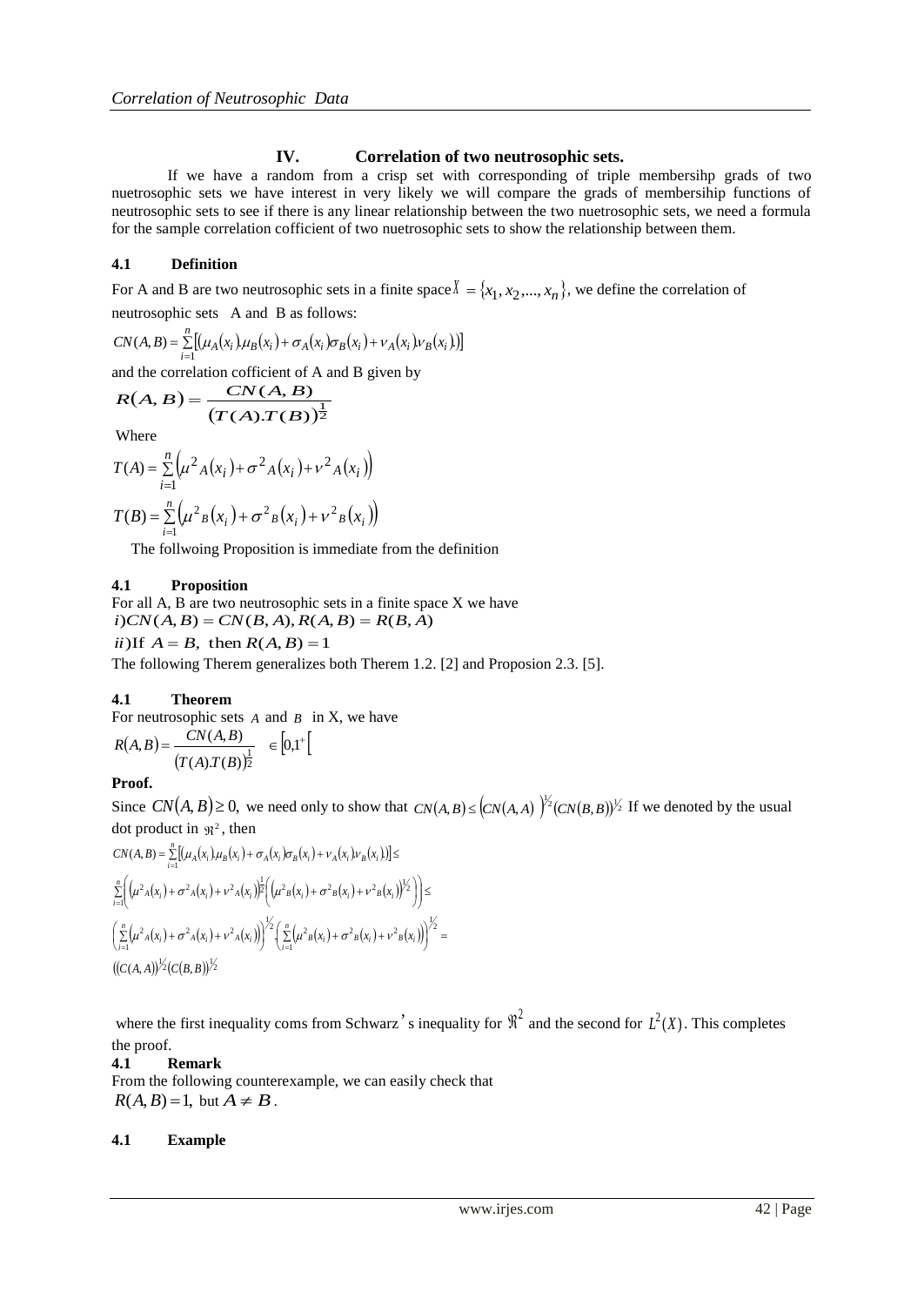## IV. Correlation of two neutrosophic sets.

If we have a random from a crisp set with corresponding of triple membersihp grads of two nuetrosophic sets we have interest in very likely we will compare the grads of membersihip functions of neutrosophic sets to see if there is any linear relationship between the two nuetrosophic sets, we need a formula for the sample correlation cofficient of two nuetrosophic sets to show the relationship between them.

### 4.1 Definition

For A and B are two neutrosophic sets in a finite space $X = \{x_1, x_2, ..., x_n\}$, we define the correlation of neutrosophic sets A and B as follows:

$$CN(A,B) = \sum_{i=1}^{n} \left[ \left( \mu_A(x_i).\mu_B(x_i) + \sigma_A(x_i)\sigma_B(x_i) + \nu_A(x_i)\nu_B(x_i) \right) \right]$$

and the correlation cofficient of A and B given by

$$R(A,B) = \frac{CN(A,B)}{(T(A).T(B))^{\frac{1}{2}}}$$

Where

$$T(A) = \sum_{i=1}^{n} \left( \mu^2{}_A(x_i) + \sigma^2{}_A(x_i) + \nu^2{}_A(x_i) \right)$$

$$T(B) = \sum_{i=1}^{n} \left( \mu^2{}_B(x_i) + \sigma^2{}_B(x_i) + \nu^2{}_B(x_i) \right)$$

The follwoing Proposition is immediate from the definition

### 4.1 Proposition

For all A, B are two neutrosophic sets in a finite space X we have

$i) CN(A,B) = CN(B,A), R(A,B) = R(B,A)$

$ii)$ If $A = B$, then $R(A,B) = 1$

The following Therem generalizes both Therem 1.2. [2] and Proposion 2.3. [5].

### 4.1 Theorem

For neutrosophic sets $A$ and $B$ in X, we have

$$R(A,B) = \frac{CN(A,B)}{(T(A).T(B))^{\frac{1}{2}}} \quad \in [0,1^+[$$

**Proof.**

Since $CN(A,B) \geq 0$, we need only to show that $CN(A,B) \leq (CN(A,A))^{1/2}(CN(B,B))^{1/2}$ If we denoted by the usual dot product in $\Re^2$, then

$$CN(A,B) = \sum_{i=1}^{n} \left[ \left( \mu_A(x_i).\mu_B(x_i) + \sigma_A(x_i)\sigma_B(x_i) + \nu_A(x_i)\nu_B(x_i) \right) \right] \leq$$

$$\sum_{i=1}^{n} \left( \left( \mu^2{}_A(x_i) + \sigma^2{}_A(x_i) + \nu^2{}_A(x_i) \right)^{\frac{1}{2}} \left( \left( \mu^2{}_B(x_i) + \sigma^2{}_B(x_i) + \nu^2{}_B(x_i) \right)^{1/2} \right) \right) \leq$$

$$\left( \sum_{i=1}^{n} \left( \mu^2{}_A(x_i) + \sigma^2{}_A(x_i) + \nu^2{}_A(x_i) \right) \right)^{1/2} \cdot \left( \sum_{i=1}^{n} \left( \mu^2{}_B(x_i) + \sigma^2{}_B(x_i) + \nu^2{}_B(x_i) \right) \right)^{1/2} =$$

$$((C(A,A))^{1/2}(C(B,B))^{1/2}$$

where the first inequality coms from Schwarz's inequality for $\Re^2$ and the second for $L^2(X)$. This completes the proof.

### 4.1 Remark

From the following counterexample, we can easily check that

$R(A,B) = 1$, but $A \neq B$.

### 4.1 Example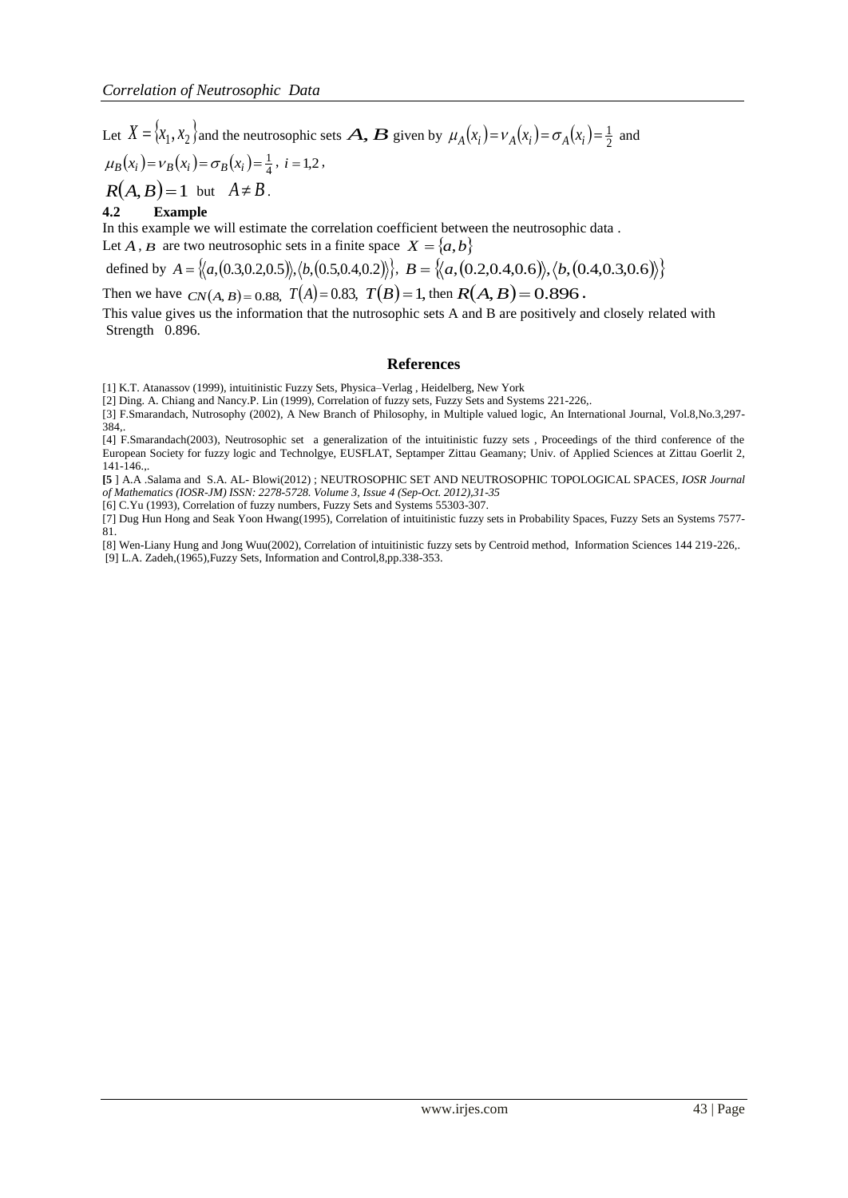Let $X = \{x_1, x_2\}$ and the neutrosophic sets $\boldsymbol{A}, \boldsymbol{B}$ given by $\mu_A(x_i) = \nu_A(x_i) = \sigma_A(x_i) = \frac{1}{2}$ and $\mu_B(x_i) = \nu_B(x_i) = \sigma_B(x_i) = \frac{1}{4}$, $i = 1,2$,

$R(A,B) = 1$ but $A \neq B$.

### 4.2 Example

In this example we will estimate the correlation coefficient between the neutrosophic data .

Let $A$, $B$ are two neutrosophic sets in a finite space $X = \{a,b\}$

defined by $A = \{\langle a,(0.3,0.2,0.5)\rangle, \langle b,(0.5,0.4,0.2)\rangle\}$, $B = \{\langle a,(0.2,0.4,0.6)\rangle, \langle b,(0.4,0.3,0.6)\rangle\}$

Then we have $CN(A,B) = 0.88$, $T(A) = 0.83$, $T(B) = 1$, then $R(A,B) = 0.896$.

This value gives us the information that the nutrosophic sets A and B are positively and closely related with Strength 0.896.

## References

[1] K.T. Atanassov (1999), intuitinistic Fuzzy Sets, Physica–Verlag , Heidelberg, New York

[2] Ding. A. Chiang and Nancy.P. Lin (1999), Correlation of fuzzy sets, Fuzzy Sets and Systems 221-226,.

[3] F.Smarandach, Nutrosophy (2002), A New Branch of Philosophy, in Multiple valued logic, An International Journal, Vol.8,No.3,297-384,.

[4] F.Smarandach(2003), Neutrosophic set a generalization of the intuitinistic fuzzy sets , Proceedings of the third conference of the European Society for fuzzy logic and Technolgye, EUSFLAT, Septamper Zittau Geamany; Univ. of Applied Sciences at Zittau Goerlit 2, 141-146.,.

**[5** ] A.A .Salama and S.A. AL- Blowi(2012) ; NEUTROSOPHIC SET AND NEUTROSOPHIC TOPOLOGICAL SPACES, *IOSR Journal of Mathematics (IOSR-JM) ISSN: 2278-5728. Volume 3, Issue 4 (Sep-Oct. 2012),31-35*

[6] C.Yu (1993), Correlation of fuzzy numbers, Fuzzy Sets and Systems 55303-307.

[7] Dug Hun Hong and Seak Yoon Hwang(1995), Correlation of intuitinistic fuzzy sets in Probability Spaces, Fuzzy Sets an Systems 7577-81.

[8] Wen-Liany Hung and Jong Wuu(2002), Correlation of intuitinistic fuzzy sets by Centroid method, Information Sciences 144 219-226,.

[9] L.A. Zadeh,(1965),Fuzzy Sets, Information and Control,8,pp.338-353.